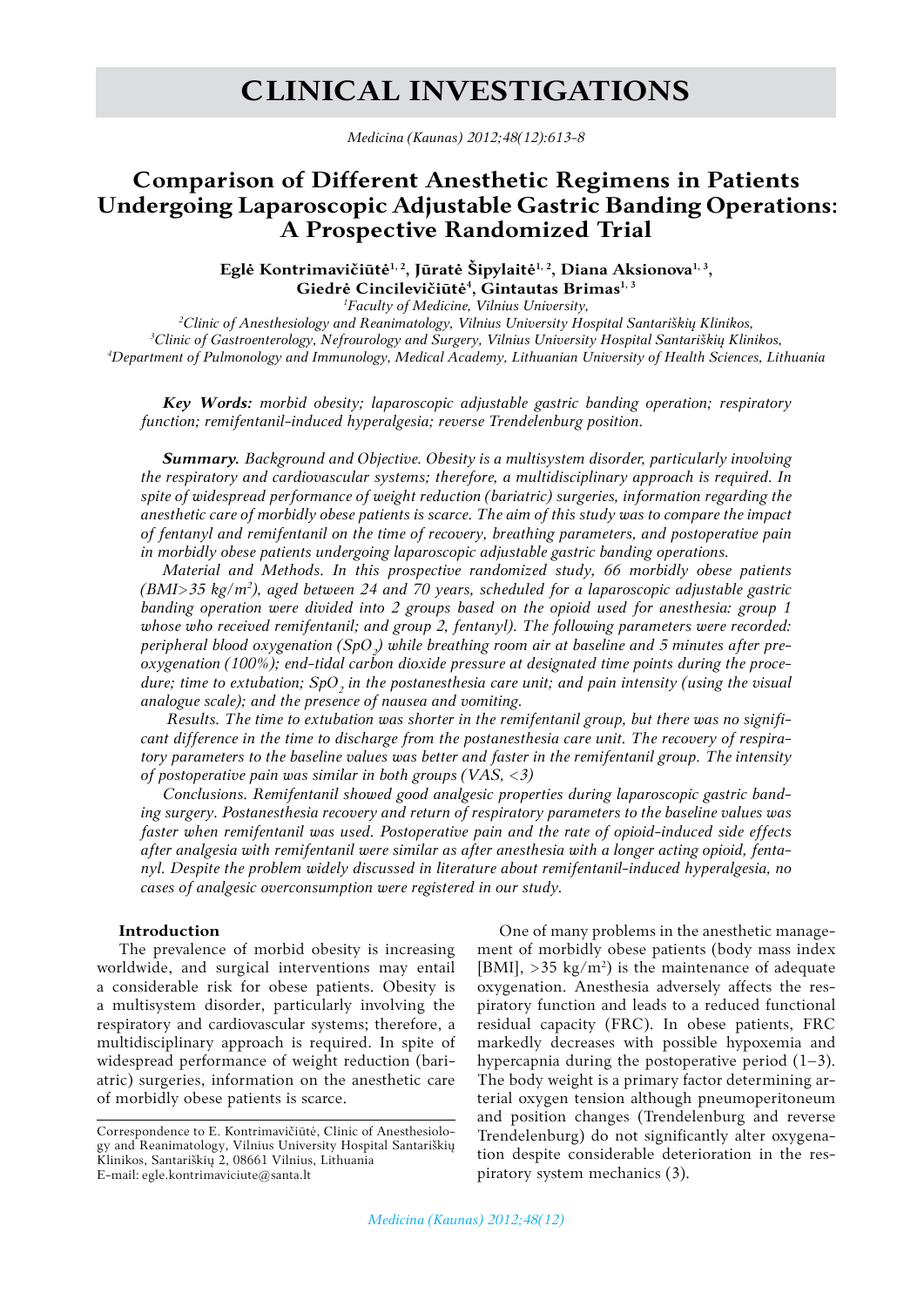# CLINICAL INVESTIGATIONS

# Comparison of Different Anesthetic Regimens in Patients Undergoing Laparoscopic Adjustable Gastric Banding Operations: A Prospective Randomized Trial

**Eglė Kontrimavičiūtė[1, 2], Jūratė Šipylaitė[1, 2], Diana Aksionova[1, 3], Giedrė Cincilevičiūtė[4], Gintautas Brimas[1, 3]**

[1]*Faculty of Medicine, Vilnius University,*
[2]*Clinic of Anesthesiology and Reanimatology, Vilnius University Hospital Santariškių Klinikos,*
[3]*Clinic of Gastroenterology, Nefrourology and Surgery, Vilnius University Hospital Santariškių Klinikos,*
[4]*Department of Pulmonology and Immunology, Medical Academy, Lithuanian University of Health Sciences, Lithuania*

***Key Words:*** *morbid obesity; laparoscopic adjustable gastric banding operation; respiratory function; remifentanil-induced hyperalgesia; reverse Trendelenburg position.*

***Summary.*** *Background and Objective. Obesity is a multisystem disorder, particularly involving the respiratory and cardiovascular systems; therefore, a multidisciplinary approach is required. In spite of widespread performance of weight reduction (bariatric) surgeries, information regarding the anesthetic care of morbidly obese patients is scarce. The aim of this study was to compare the impact of fentanyl and remifentanil on the time of recovery, breathing parameters, and postoperative pain in morbidly obese patients undergoing laparoscopic adjustable gastric banding operations.*

*Material and Methods. In this prospective randomized study, 66 morbidly obese patients (BMI>35 kg/m$^2$), aged between 24 and 70 years, scheduled for a laparoscopic adjustable gastric banding operation were divided into 2 groups based on the opioid used for anesthesia: group 1 whose who received remifentanil; and group 2, fentanyl). The following parameters were recorded: peripheral blood oxygenation ($SpO_2$) while breathing room air at baseline and 5 minutes after preoxygenation (100%); end-tidal carbon dioxide pressure at designated time points during the procedure; time to extubation; $SpO_2$ in the postanesthesia care unit; and pain intensity (using the visual analogue scale); and the presence of nausea and vomiting.*

*Results. The time to extubation was shorter in the remifentanil group, but there was no significant difference in the time to discharge from the postanesthesia care unit. The recovery of respiratory parameters to the baseline values was better and faster in the remifentanil group. The intensity of postoperative pain was similar in both groups (VAS, <3)*

*Conclusions. Remifentanil showed good analgesic properties during laparoscopic gastric banding surgery. Postanesthesia recovery and return of respiratory parameters to the baseline values was faster when remifentanil was used. Postoperative pain and the rate of opioid-induced side effects after analgesia with remifentanil were similar as after anesthesia with a longer acting opioid, fentanyl. Despite the problem widely discussed in literature about remifentanil-induced hyperalgesia, no cases of analgesic overconsumption were registered in our study.*

## Introduction

The prevalence of morbid obesity is increasing worldwide, and surgical interventions may entail a considerable risk for obese patients. Obesity is a multisystem disorder, particularly involving the respiratory and cardiovascular systems; therefore, a multidisciplinary approach is required. In spite of widespread performance of weight reduction (bariatric) surgeries, information on the anesthetic care of morbidly obese patients is scarce.

One of many problems in the anesthetic management of morbidly obese patients (body mass index [BMI], >35 kg/m$^2$) is the maintenance of adequate oxygenation. Anesthesia adversely affects the respiratory function and leads to a reduced functional residual capacity (FRC). In obese patients, FRC markedly decreases with possible hypoxemia and hypercapnia during the postoperative period (1–3). The body weight is a primary factor determining arterial oxygen tension although pneumoperitoneum and position changes (Trendelenburg and reverse Trendelenburg) do not significantly alter oxygenation despite considerable deterioration in the respiratory system mechanics (3).

Correspondence to E. Kontrimavičiūtė, Clinic of Anesthesiology and Reanimatology, Vilnius University Hospital Santariškių Klinikos, Santariškių 2, 08661 Vilnius, Lithuania
E-mail: egle.kontrimaviciute@santa.lt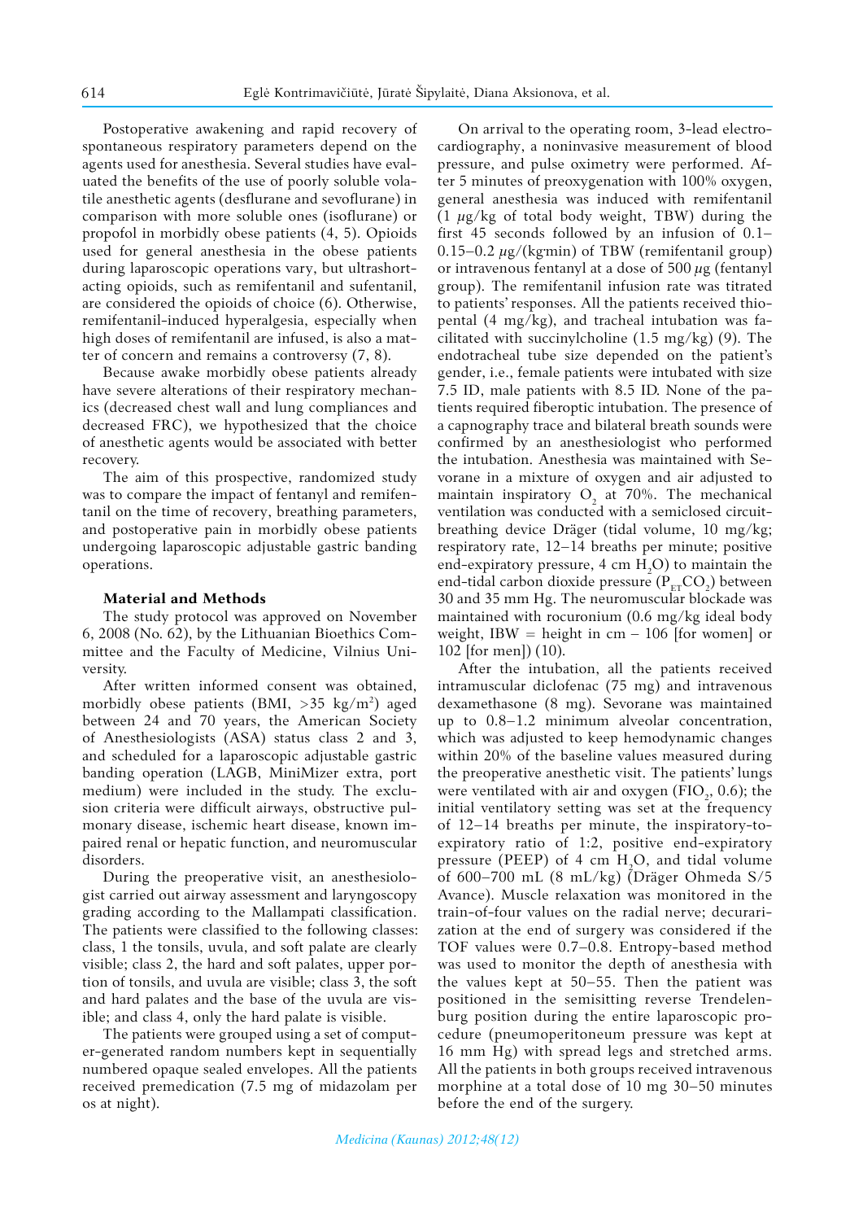Postoperative awakening and rapid recovery of spontaneous respiratory parameters depend on the agents used for anesthesia. Several studies have evaluated the benefits of the use of poorly soluble volatile anesthetic agents (desflurane and sevoflurane) in comparison with more soluble ones (isoflurane) or propofol in morbidly obese patients (4, 5). Opioids used for general anesthesia in the obese patients during laparoscopic operations vary, but ultrashort-acting opioids, such as remifentanil and sufentanil, are considered the opioids of choice (6). Otherwise, remifentanil-induced hyperalgesia, especially when high doses of remifentanil are infused, is also a matter of concern and remains a controversy (7, 8).

Because awake morbidly obese patients already have severe alterations of their respiratory mechanics (decreased chest wall and lung compliances and decreased FRC), we hypothesized that the choice of anesthetic agents would be associated with better recovery.

The aim of this prospective, randomized study was to compare the impact of fentanyl and remifentanil on the time of recovery, breathing parameters, and postoperative pain in morbidly obese patients undergoing laparoscopic adjustable gastric banding operations.

## Material and Methods

The study protocol was approved on November 6, 2008 (No. 62), by the Lithuanian Bioethics Committee and the Faculty of Medicine, Vilnius University.

After written informed consent was obtained, morbidly obese patients (BMI, >35 kg/m$^2$) aged between 24 and 70 years, the American Society of Anesthesiologists (ASA) status class 2 and 3, and scheduled for a laparoscopic adjustable gastric banding operation (LAGB, MiniMizer extra, port medium) were included in the study. The exclusion criteria were difficult airways, obstructive pulmonary disease, ischemic heart disease, known impaired renal or hepatic function, and neuromuscular disorders.

During the preoperative visit, an anesthesiologist carried out airway assessment and laryngoscopy grading according to the Mallampati classification. The patients were classified to the following classes: class, 1 the tonsils, uvula, and soft palate are clearly visible; class 2, the hard and soft palates, upper portion of tonsils, and uvula are visible; class 3, the soft and hard palates and the base of the uvula are visible; and class 4, only the hard palate is visible.

The patients were grouped using a set of computer-generated random numbers kept in sequentially numbered opaque sealed envelopes. All the patients received premedication (7.5 mg of midazolam per os at night).

On arrival to the operating room, 3-lead electrocardiography, a noninvasive measurement of blood pressure, and pulse oximetry were performed. After 5 minutes of preoxygenation with 100% oxygen, general anesthesia was induced with remifentanil (1 μg/kg of total body weight, TBW) during the first 45 seconds followed by an infusion of 0.1–0.15–0.2 μg/(kg·min) of TBW (remifentanil group) or intravenous fentanyl at a dose of 500 μg (fentanyl group). The remifentanil infusion rate was titrated to patients' responses. All the patients received thiopental (4 mg/kg), and tracheal intubation was facilitated with succinylcholine (1.5 mg/kg) (9). The endotracheal tube size depended on the patient's gender, i.e., female patients were intubated with size 7.5 ID, male patients with 8.5 ID. None of the patients required fiberoptic intubation. The presence of a capnography trace and bilateral breath sounds were confirmed by an anesthesiologist who performed the intubation. Anesthesia was maintained with Sevorane in a mixture of oxygen and air adjusted to maintain inspiratory $O_2$ at 70%. The mechanical ventilation was conducted with a semiclosed circuit-breathing device Dräger (tidal volume, 10 mg/kg; respiratory rate, 12–14 breaths per minute; positive end-expiratory pressure, 4 cm $H_2O$) to maintain the end-tidal carbon dioxide pressure ($P_{ET}CO_2$) between 30 and 35 mm Hg. The neuromuscular blockade was maintained with rocuronium (0.6 mg/kg ideal body weight, IBW = height in cm – 106 [for women] or 102 [for men]) (10).

After the intubation, all the patients received intramuscular diclofenac (75 mg) and intravenous dexamethasone (8 mg). Sevorane was maintained up to 0.8–1.2 minimum alveolar concentration, which was adjusted to keep hemodynamic changes within 20% of the baseline values measured during the preoperative anesthetic visit. The patients' lungs were ventilated with air and oxygen ($FIO_2$, 0.6); the initial ventilatory setting was set at the frequency of 12–14 breaths per minute, the inspiratory-to-expiratory ratio of 1:2, positive end-expiratory pressure (PEEP) of 4 cm $H_2O$, and tidal volume of 600–700 mL (8 mL/kg) (Dräger Ohmeda S/5 Avance). Muscle relaxation was monitored in the train-of-four values on the radial nerve; decurarization at the end of surgery was considered if the TOF values were 0.7–0.8. Entropy-based method was used to monitor the depth of anesthesia with the values kept at 50–55. Then the patient was positioned in the semisitting reverse Trendelenburg position during the entire laparoscopic procedure (pneumoperitoneum pressure was kept at 16 mm Hg) with spread legs and stretched arms. All the patients in both groups received intravenous morphine at a total dose of 10 mg 30–50 minutes before the end of the surgery.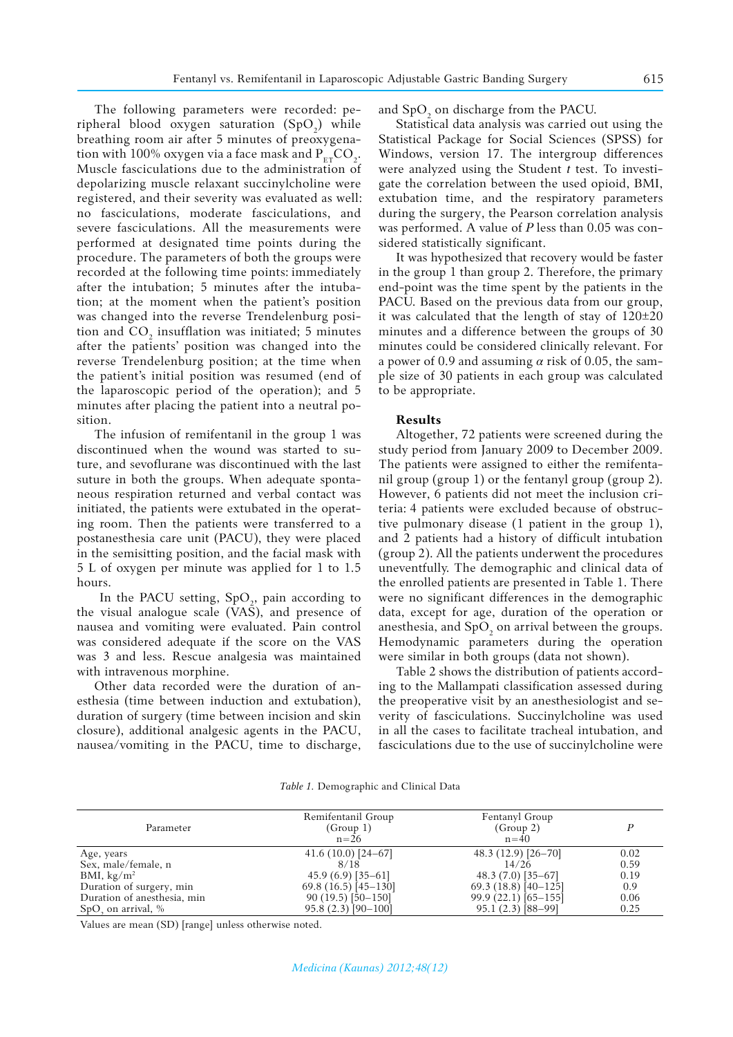The following parameters were recorded: peripheral blood oxygen saturation ($SpO_2$) while breathing room air after 5 minutes of preoxygenation with 100% oxygen via a face mask and $P_{ET}CO_2$. Muscle fasciculations due to the administration of depolarizing muscle relaxant succinylcholine were registered, and their severity was evaluated as well: no fasciculations, moderate fasciculations, and severe fasciculations. All the measurements were performed at designated time points during the procedure. The parameters of both the groups were recorded at the following time points: immediately after the intubation; 5 minutes after the intubation; at the moment when the patient's position was changed into the reverse Trendelenburg position and $CO_2$ insufflation was initiated; 5 minutes after the patients' position was changed into the reverse Trendelenburg position; at the time when the patient's initial position was resumed (end of the laparoscopic period of the operation); and 5 minutes after placing the patient into a neutral position.

The infusion of remifentanil in the group 1 was discontinued when the wound was started to suture, and sevoflurane was discontinued with the last suture in both the groups. When adequate spontaneous respiration returned and verbal contact was initiated, the patients were extubated in the operating room. Then the patients were transferred to a postanesthesia care unit (PACU), they were placed in the semisitting position, and the facial mask with 5 L of oxygen per minute was applied for 1 to 1.5 hours.

In the PACU setting, $SpO_2$, pain according to the visual analogue scale (VAS), and presence of nausea and vomiting were evaluated. Pain control was considered adequate if the score on the VAS was 3 and less. Rescue analgesia was maintained with intravenous morphine.

Other data recorded were the duration of anesthesia (time between induction and extubation), duration of surgery (time between incision and skin closure), additional analgesic agents in the PACU, nausea/vomiting in the PACU, time to discharge, and $SpO_2$ on discharge from the PACU.

Statistical data analysis was carried out using the Statistical Package for Social Sciences (SPSS) for Windows, version 17. The intergroup differences were analyzed using the Student *t* test. To investigate the correlation between the used opioid, BMI, extubation time, and the respiratory parameters during the surgery, the Pearson correlation analysis was performed. A value of *P* less than 0.05 was considered statistically significant.

It was hypothesized that recovery would be faster in the group 1 than group 2. Therefore, the primary end-point was the time spent by the patients in the PACU. Based on the previous data from our group, it was calculated that the length of stay of 120±20 minutes and a difference between the groups of 30 minutes could be considered clinically relevant. For a power of 0.9 and assuming $\alpha$ risk of 0.05, the sample size of 30 patients in each group was calculated to be appropriate.

## Results

Altogether, 72 patients were screened during the study period from January 2009 to December 2009. The patients were assigned to either the remifentanil group (group 1) or the fentanyl group (group 2). However, 6 patients did not meet the inclusion criteria: 4 patients were excluded because of obstructive pulmonary disease (1 patient in the group 1), and 2 patients had a history of difficult intubation (group 2). All the patients underwent the procedures uneventfully. The demographic and clinical data of the enrolled patients are presented in Table 1. There were no significant differences in the demographic data, except for age, duration of the operation or anesthesia, and $SpO_2$ on arrival between the groups. Hemodynamic parameters during the operation were similar in both groups (data not shown).

Table 2 shows the distribution of patients according to the Mallampati classification assessed during the preoperative visit by an anesthesiologist and severity of fasciculations. Succinylcholine was used in all the cases to facilitate tracheal intubation, and fasciculations due to the use of succinylcholine were

*Table 1.* Demographic and Clinical Data

| Parameter | Remifentanil Group (Group 1) n=26 | Fentanyl Group (Group 2) n=40 | *P* |
|---|---|---|---|
| Age, years | 41.6 (10.0) [24–67] | 48.3 (12.9) [26–70] | 0.02 |
| Sex, male/female, n | 8/18 | 14/26 | 0.59 |
| BMI, kg/m$^2$ | 45.9 (6.9) [35–61] | 48.3 (7.0) [35–67] | 0.19 |
| Duration of surgery, min | 69.8 (16.5) [45–130] | 69.3 (18.8) [40–125] | 0.9 |
| Duration of anesthesia, min | 90 (19.5) [50–150] | 99.9 (22.1) [65–155] | 0.06 |
| $SpO_2$ on arrival, % | 95.8 (2.3) [90–100] | 95.1 (2.3) [88–99] | 0.25 |

Values are mean (SD) [range] unless otherwise noted.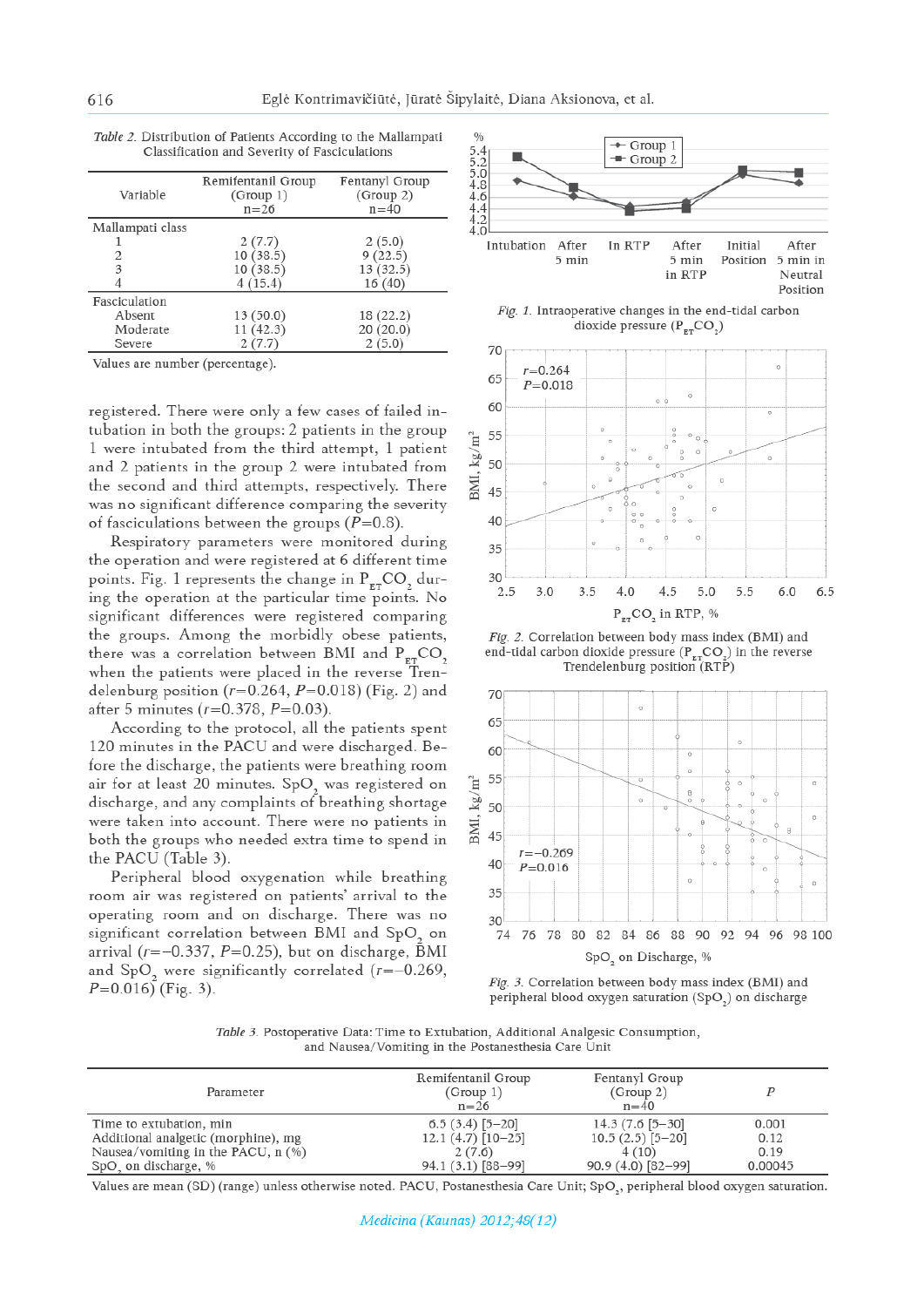*Table 2.* Distribution of Patients According to the Mallampati Classification and Severity of Fasciculations

| Variable | Remifentanil Group (Group 1) n=26 | Fentanyl Group (Group 2) n=40 |
|---|---|---|
| Mallampati class | | |
| 1 | 2 (7.7) | 2 (5.0) |
| 2 | 10 (38.5) | 9 (22.5) |
| 3 | 10 (38.5) | 13 (32.5) |
| 4 | 4 (15.4) | 16 (40) |
| Fasciculation | | |
| Absent | 13 (50.0) | 18 (22.2) |
| Moderate | 11 (42.3) | 20 (20.0) |
| Severe | 2 (7.7) | 2 (5.0) |

Values are number (percentage).

registered. There were only a few cases of failed intubation in both the groups: 2 patients in the group 1 were intubated from the third attempt, 1 patient and 2 patients in the group 2 were intubated from the second and third attempts, respectively. There was no significant difference comparing the severity of fasciculations between the groups ($P$=0.8).

Respiratory parameters were monitored during the operation and were registered at 6 different time points. Fig. 1 represents the change in $P_{ET}CO_2$ during the operation at the particular time points. No significant differences were registered comparing the groups. Among the morbidly obese patients, there was a correlation between BMI and $P_{ET}CO_2$ when the patients were placed in the reverse Trendelenburg position ($r$=0.264, $P$=0.018) (Fig. 2) and after 5 minutes ($r$=0.378, $P$=0.03).

According to the protocol, all the patients spent 120 minutes in the PACU and were discharged. Before the discharge, the patients were breathing room air for at least 20 minutes. $SpO_2$ was registered on discharge, and any complaints of breathing shortage were taken into account. There were no patients in both the groups who needed extra time to spend in the PACU (Table 3).

Peripheral blood oxygenation while breathing room air was registered on patients' arrival to the operating room and on discharge. There was no significant correlation between BMI and $SpO_2$ on arrival ($r$=–0.337, $P$=0.25), but on discharge, BMI and $SpO_2$ were significantly correlated ($r$=–0.269, $P$=0.016) (Fig. 3).

*Fig. 1.* Intraoperative changes in the end-tidal carbon dioxide pressure ($P_{ET}CO_2$)

*Fig. 2.* Correlation between body mass index (BMI) and end-tidal carbon dioxide pressure ($P_{ET}CO_2$) in the reverse Trendelenburg position (RTP)

*Fig. 3.* Correlation between body mass index (BMI) and peripheral blood oxygen saturation ($SpO_2$) on discharge

*Table 3.* Postoperative Data: Time to Extubation, Additional Analgesic Consumption, and Nausea/Vomiting in the Postanesthesia Care Unit

| Parameter | Remifentanil Group (Group 1) n=26 | Fentanyl Group (Group 2) n=40 | $P$ |
|---|---|---|---|
| Time to extubation, min | 6.5 (3.4) [5–20] | 14.3 (7.6 [5–30] | 0.001 |
| Additional analgetic (morphine), mg | 12.1 (4.7) [10–25] | 10.5 (2.5) [5–20] | 0.12 |
| Nausea/vomiting in the PACU, n (%) | 2 (7.6) | 4 (10) | 0.19 |
| $SpO_2$ on discharge, % | 94.1 (3.1) [88–99] | 90.9 (4.0) [82–99] | 0.00045 |

Values are mean (SD) (range) unless otherwise noted. PACU, Postanesthesia Care Unit; $SpO_2$, peripheral blood oxygen saturation.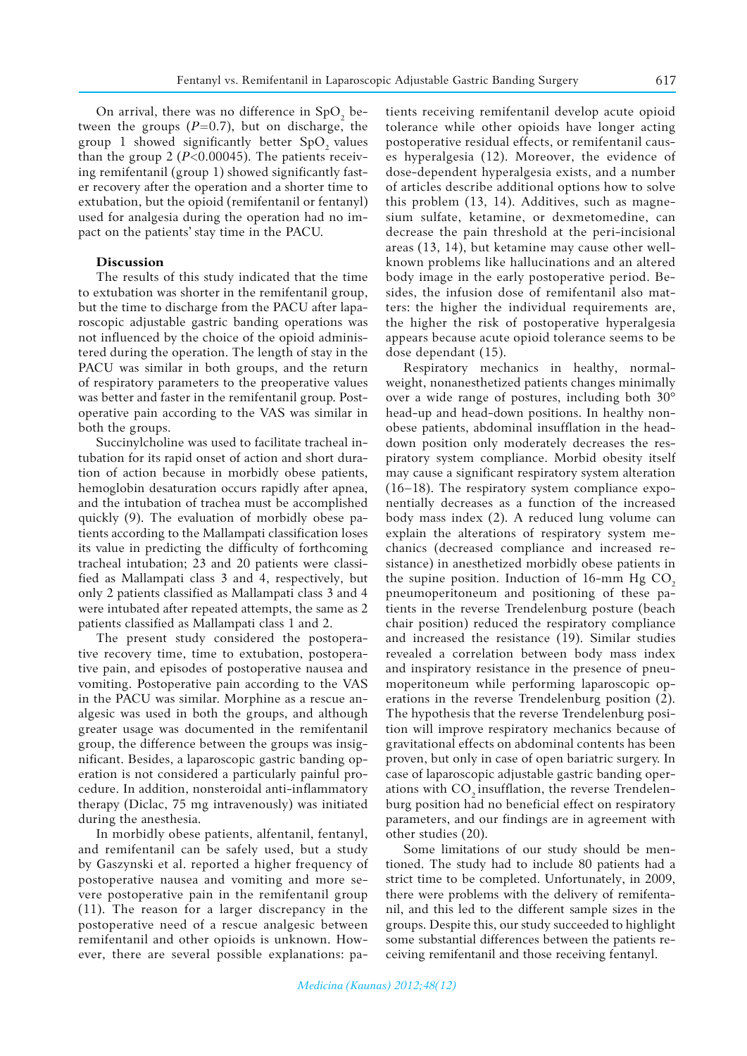On arrival, there was no difference in $SpO_2$ between the groups ($P=0.7$), but on discharge, the group 1 showed significantly better $SpO_2$ values than the group 2 ($P<0.00045$). The patients receiving remifentanil (group 1) showed significantly faster recovery after the operation and a shorter time to extubation, but the opioid (remifentanil or fentanyl) used for analgesia during the operation had no impact on the patients' stay time in the PACU.

## Discussion

The results of this study indicated that the time to extubation was shorter in the remifentanil group, but the time to discharge from the PACU after laparoscopic adjustable gastric banding operations was not influenced by the choice of the opioid administered during the operation. The length of stay in the PACU was similar in both groups, and the return of respiratory parameters to the preoperative values was better and faster in the remifentanil group. Postoperative pain according to the VAS was similar in both the groups.

Succinylcholine was used to facilitate tracheal intubation for its rapid onset of action and short duration of action because in morbidly obese patients, hemoglobin desaturation occurs rapidly after apnea, and the intubation of trachea must be accomplished quickly (9). The evaluation of morbidly obese patients according to the Mallampati classification loses its value in predicting the difficulty of forthcoming tracheal intubation; 23 and 20 patients were classified as Mallampati class 3 and 4, respectively, but only 2 patients classified as Mallampati class 3 and 4 were intubated after repeated attempts, the same as 2 patients classified as Mallampati class 1 and 2.

The present study considered the postoperative recovery time, time to extubation, postoperative pain, and episodes of postoperative nausea and vomiting. Postoperative pain according to the VAS in the PACU was similar. Morphine as a rescue analgesic was used in both the groups, and although greater usage was documented in the remifentanil group, the difference between the groups was insignificant. Besides, a laparoscopic gastric banding operation is not considered a particularly painful procedure. In addition, nonsteroidal anti-inflammatory therapy (Diclac, 75 mg intravenously) was initiated during the anesthesia.

In morbidly obese patients, alfentanil, fentanyl, and remifentanil can be safely used, but a study by Gaszynski et al. reported a higher frequency of postoperative nausea and vomiting and more severe postoperative pain in the remifentanil group (11). The reason for a larger discrepancy in the postoperative need of a rescue analgesic between remifentanil and other opioids is unknown. However, there are several possible explanations: patients receiving remifentanil develop acute opioid tolerance while other opioids have longer acting postoperative residual effects, or remifentanil causes hyperalgesia (12). Moreover, the evidence of dose-dependent hyperalgesia exists, and a number of articles describe additional options how to solve this problem (13, 14). Additives, such as magnesium sulfate, ketamine, or dexmetomedine, can decrease the pain threshold at the peri-incisional areas (13, 14), but ketamine may cause other well-known problems like hallucinations and an altered body image in the early postoperative period. Besides, the infusion dose of remifentanil also matters: the higher the individual requirements are, the higher the risk of postoperative hyperalgesia appears because acute opioid tolerance seems to be dose dependant (15).

Respiratory mechanics in healthy, normal-weight, nonanesthetized patients changes minimally over a wide range of postures, including both 30° head-up and head-down positions. In healthy nonobese patients, abdominal insufflation in the head-down position only moderately decreases the respiratory system compliance. Morbid obesity itself may cause a significant respiratory system alteration (16–18). The respiratory system compliance exponentially decreases as a function of the increased body mass index (2). A reduced lung volume can explain the alterations of respiratory system mechanics (decreased compliance and increased resistance) in anesthetized morbidly obese patients in the supine position. Induction of 16-mm Hg $CO_2$ pneumoperitoneum and positioning of these patients in the reverse Trendelenburg posture (beach chair position) reduced the respiratory compliance and increased the resistance (19). Similar studies revealed a correlation between body mass index and inspiratory resistance in the presence of pneumoperitoneum while performing laparoscopic operations in the reverse Trendelenburg position (2). The hypothesis that the reverse Trendelenburg position will improve respiratory mechanics because of gravitational effects on abdominal contents has been proven, but only in case of open bariatric surgery. In case of laparoscopic adjustable gastric banding operations with $CO_2$ insufflation, the reverse Trendelenburg position had no beneficial effect on respiratory parameters, and our findings are in agreement with other studies (20).

Some limitations of our study should be mentioned. The study had to include 80 patients had a strict time to be completed. Unfortunately, in 2009, there were problems with the delivery of remifentanil, and this led to the different sample sizes in the groups. Despite this, our study succeeded to highlight some substantial differences between the patients receiving remifentanil and those receiving fentanyl.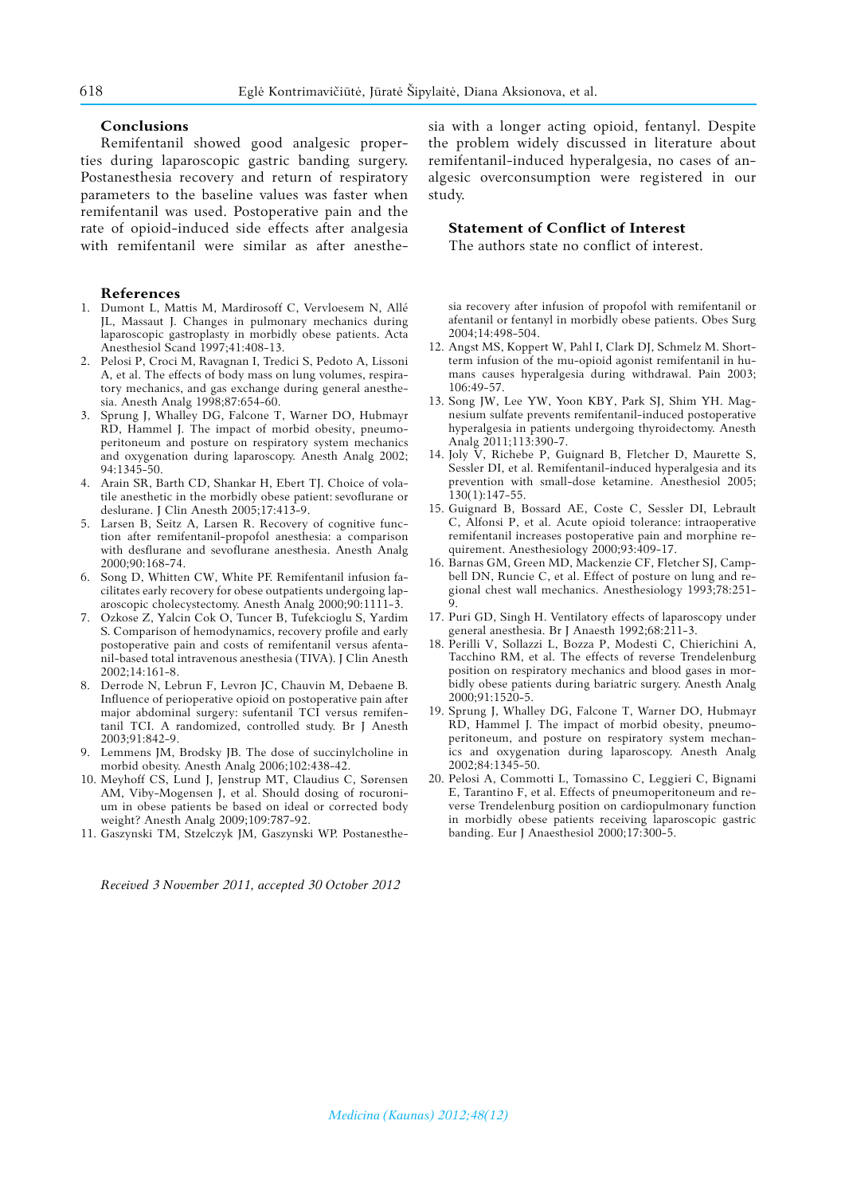## Conclusions

Remifentanil showed good analgesic properties during laparoscopic gastric banding surgery. Postanesthesia recovery and return of respiratory parameters to the baseline values was faster when remifentanil was used. Postoperative pain and the rate of opioid-induced side effects after analgesia with remifentanil were similar as after anesthesia with a longer acting opioid, fentanyl. Despite the problem widely discussed in literature about remifentanil-induced hyperalgesia, no cases of analgesic overconsumption were registered in our study.

## Statement of Conflict of Interest

The authors state no conflict of interest.

## References

1. Dumont L, Mattis M, Mardirosoff C, Vervloesem N, Allé JL, Massaut J. Changes in pulmonary mechanics during laparoscopic gastroplasty in morbidly obese patients. Acta Anesthesiol Scand 1997;41:408-13.
2. Pelosi P, Croci M, Ravagnan I, Tredici S, Pedoto A, Lissoni A, et al. The effects of body mass on lung volumes, respiratory mechanics, and gas exchange during general anesthesia. Anesth Analg 1998;87:654-60.
3. Sprung J, Whalley DG, Falcone T, Warner DO, Hubmayr RD, Hammel J. The impact of morbid obesity, pneumoperitoneum and posture on respiratory system mechanics and oxygenation during laparoscopy. Anesth Analg 2002; 94:1345-50.
4. Arain SR, Barth CD, Shankar H, Ebert TJ. Choice of volatile anesthetic in the morbidly obese patient: sevoflurane or desflurane. J Clin Anesth 2005;17:413-9.
5. Larsen B, Seitz A, Larsen R. Recovery of cognitive function after remifentanil-propofol anesthesia: a comparison with desflurane and sevoflurane anesthesia. Anesth Analg 2000;90:168-74.
6. Song D, Whitten CW, White PF. Remifentanil infusion facilitates early recovery for obese outpatients undergoing laparoscopic cholecystectomy. Anesth Analg 2000;90:1111-3.
7. Ozkose Z, Yalcin Cok O, Tuncer B, Tufekcioglu S, Yardim S. Comparison of hemodynamics, recovery profile and early postoperative pain and costs of remifentanil versus afentanil-based total intravenous anesthesia (TIVA). J Clin Anesth 2002;14:161-8.
8. Derrode N, Lebrun F, Levron JC, Chauvin M, Debaene B. Influence of perioperative opioid on postoperative pain after major abdominal surgery: sufentanil TCI versus remifentanil TCI. A randomized, controlled study. Br J Anesth 2003;91:842-9.
9. Lemmens JM, Brodsky JB. The dose of succinylcholine in morbid obesity. Anesth Analg 2006;102:438-42.
10. Meyhoff CS, Lund J, Jenstrup MT, Claudius C, Sørensen AM, Viby-Mogensen J, et al. Should dosing of rocuronium in obese patients be based on ideal or corrected body weight? Anesth Analg 2009;109:787-92.
11. Gaszynski TM, Stzelczyk JM, Gaszynski WP. Postanesthesia recovery after infusion of propofol with remifentanil or afentanil or fentanyl in morbidly obese patients. Obes Surg 2004;14:498-504.
12. Angst MS, Koppert W, Pahl I, Clark DJ, Schmelz M. Short-term infusion of the mu-opioid agonist remifentanil in humans causes hyperalgesia during withdrawal. Pain 2003; 106:49-57.
13. Song JW, Lee YW, Yoon KBY, Park SJ, Shim YH. Magnesium sulfate prevents remifentanil-induced postoperative hyperalgesia in patients undergoing thyroidectomy. Anesth Analg 2011;113:390-7.
14. Joly V, Richebe P, Guignard B, Fletcher D, Maurette S, Sessler DI, et al. Remifentanil-induced hyperalgesia and its prevention with small-dose ketamine. Anesthesiol 2005; 130(1):147-55.
15. Guignard B, Bossard AE, Coste C, Sessler DI, Lebrault C, Alfonsi P, et al. Acute opioid tolerance: intraoperative remifentanil increases postoperative pain and morphine requirement. Anesthesiology 2000;93:409-17.
16. Barnas GM, Green MD, Mackenzie CF, Fletcher SJ, Campbell DN, Runcie C, et al. Effect of posture on lung and regional chest wall mechanics. Anesthesiology 1993;78:251-9.
17. Puri GD, Singh H. Ventilatory effects of laparoscopy under general anesthesia. Br J Anaesth 1992;68:211-3.
18. Perilli V, Sollazzi L, Bozza P, Modesti C, Chierichini A, Tacchino RM, et al. The effects of reverse Trendelenburg position on respiratory mechanics and blood gases in morbidly obese patients during bariatric surgery. Anesth Analg 2000;91:1520-5.
19. Sprung J, Whalley DG, Falcone T, Warner DO, Hubmayr RD, Hammel J. The impact of morbid obesity, pneumoperitoneum, and posture on respiratory system mechanics and oxygenation during laparoscopy. Anesth Analg 2002;84:1345-50.
20. Pelosi A, Commotti L, Tomassino C, Leggieri C, Bignami E, Tarantino F, et al. Effects of pneumoperitoneum and reverse Trendelenburg position on cardiopulmonary function in morbidly obese patients receiving laparoscopic gastric banding. Eur J Anaesthesiol 2000;17:300-5.

*Received 3 November 2011, accepted 30 October 2012*